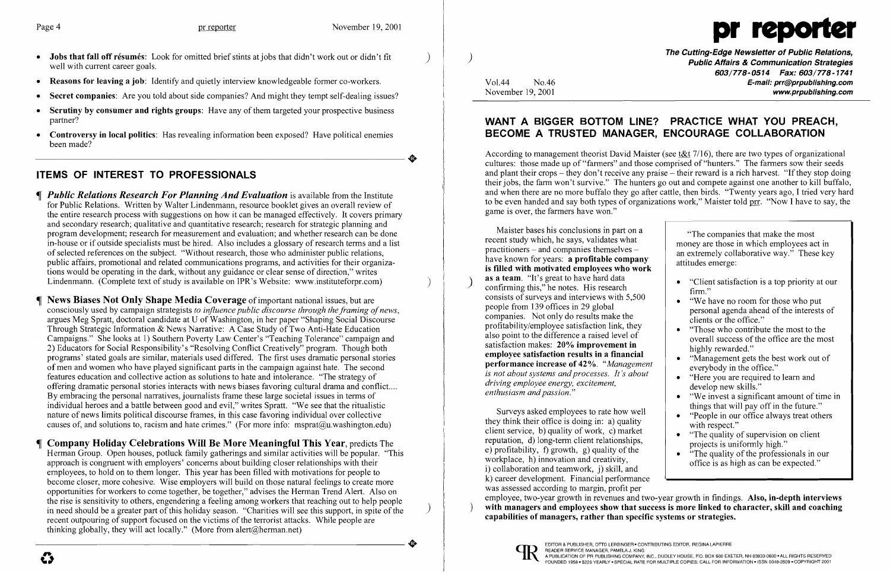- **Jobs that fall off résumés**: Look for omitted brief stints at jobs that didn't work out or didn't fit well with current career goals.
- **Reasons for leaving a job**: Identify and quietly interview knowledgeable former co-workers.
- **Secret companies**: Are you told about side companies? And might they tempt self-dealing issues?
- **Scrutiny by consumer and rights groups**: Have any of them targeted your prospective business partner?
- **Controversy in local politics**: Has revealing information been exposed? Have political enemies been made?

## ITEMS OF INTEREST TO PROFESSIONALS

¶ ***Public Relations Research For Planning And Evaluation*** is available from the Institute for Public Relations. Written by Walter Lindenmann, resource booklet gives an overall review of the entire research process with suggestions on how it can be managed effectively. It covers primary and secondary research; qualitative and quantitative research; research for strategic planning and program development; research for measurement and evaluation; and whether research can be done in-house or if outside specialists must be hired. Also includes a glossary of research terms and a list of selected references on the subject. "Without research, those who administer public relations, public affairs, promotional and related communications programs, and activities for their organizations would be operating in the dark, without any guidance or clear sense of direction," writes Lindenmann. (Complete text of study is available on IPR's Website: www.instituteforpr.com)

¶ **News Biases Not Only Shape Media Coverage** of important national issues, but are consciously used by campaign strategists *to influence public discourse through the framing of news*, argues Meg Spratt, doctoral candidate at U of Washington, in her paper "Shaping Social Discourse Through Strategic Information & News Narrative: A Case Study of Two Anti-Hate Education Campaigns." She looks at 1) Southern Poverty Law Center's "Teaching Tolerance" campaign and 2) Educators for Social Responsibility's "Resolving Conflict Creatively" program. Though both programs' stated goals are similar, materials used differed. The first uses dramatic personal stories of men and women who have played significant parts in the campaign against hate. The second features education and collective action as solutions to hate and intolerance. "The strategy of offering dramatic personal stories interacts with news biases favoring cultural drama and conflict.... By embracing the personal narratives, journalists frame these large societal issues in terms of individual heroes and a battle between good and evil," writes Spratt. "We see that the ritualistic nature of news limits political discourse frames, in this case favoring individual over collective causes of, and solutions to, racism and hate crimes." (For more info: msprat@u.washington.edu)

¶ **Company Holiday Celebrations Will Be More Meaningful This Year**, predicts The Herman Group. Open houses, potluck family gatherings and similar activities will be popular. "This approach is congruent with employers' concerns about building closer relationships with their employees, to hold on to them longer. This year has been filled with motivations for people to become closer, more cohesive. Wise employers will build on those natural feelings to create more opportunities for workers to come together, be together," advises the Herman Trend Alert. Also on the rise is sensitivity to others, engendering a feeling among workers that reaching out to help people in need should be a greater part of this holiday season. "Charities will see this support, in spite of the recent outpouring of support focused on the victims of the terrorist attacks. While people are thinking globally, they will act locally." (More from alert@herman.net)

# pr reporter

**The Cutting-Edge Newsletter of Public Relations, Public Affairs & Communication Strategies**
**603/778-0514 Fax: 603/778-1741**
**E-mail: prr@prpublishing.com**
**www.prpublishing.com**

Vol.44 No.46
November 19, 2001

## WANT A BIGGER BOTTOM LINE? PRACTICE WHAT YOU PREACH, BECOME A TRUSTED MANAGER, ENCOURAGE COLLABORATION

According to management theorist David Maister (see t&t 7/16), there are two types of organizational cultures: those made up of "farmers" and those comprised of "hunters." The farmers sow their seeds and plant their crops – they don't receive any praise – their reward is a rich harvest. "If they stop doing their jobs, the farm won't survive." The hunters go out and compete against one another to kill buffalo, and when there are no more buffalo they go after cattle, then birds. "Twenty years ago, I tried very hard to be even handed and say both types of organizations work," Maister told prr. "Now I have to say, the game is over, the farmers have won."

Maister bases his conclusions in part on a recent study which, he says, validates what practitioners – and companies themselves – have known for years: **a profitable company is filled with motivated employees who work as a team**. "It's great to have hard data confirming this," he notes. His research consists of surveys and interviews with 5,500 people from 139 offices in 29 global companies. Not only do results make the profitability/employee satisfaction link, they also point to the difference a raised level of satisfaction makes: **20% improvement in employee satisfaction results in a financial performance increase of 42%**. "*Management is not about systems and processes. It's about driving employee energy, excitement, enthusiasm and passion.*"

Surveys asked employees to rate how well they think their office is doing in: a) quality client service, b) quality of work, c) market reputation, d) long-term client relationships, e) profitability, f) growth, g) quality of the workplace, h) innovation and creativity, i) collaboration and teamwork, j) skill, and k) career development. Financial performance was assessed according to margin, profit per employee, two-year growth in revenues and two-year growth in findings. **Also, in-depth interviews with managers and employees show that success is more linked to character, skill and coaching capabilities of managers, rather than specific systems or strategies.**

> "The companies that make the most money are those in which employees act in an extremely collaborative way." These key attitudes emerge:
>
> - "Client satisfaction is a top priority at our firm."
> - "We have no room for those who put personal agenda ahead of the interests of clients or the office."
> - "Those who contribute the most to the overall success of the office are the most highly rewarded."
> - "Management gets the best work out of everybody in the office."
> - "Here you are required to learn and develop new skills."
> - "We invest a significant amount of time in things that will pay off in the future."
> - "People in our office always treat others with respect."
> - "The quality of supervision on client projects is uniformly high."
> - "The quality of the professionals in our office is as high as can be expected."

EDITOR & PUBLISHER, OTTO LERBINGER • CONTRIBUTING EDITOR, REGINA LAPIERRE
READER SERVICE MANAGER, PAMELA J. KING
A PUBLICATION OF PR PUBLISHING COMPANY, INC., DUDLEY HOUSE, P.O. BOX 600 EXETER, NH 03833-0600 • ALL RIGHTS RESERVED
FOUNDED 1958 • $225 YEARLY • SPECIAL RATE FOR MULTIPLE COPIES: CALL FOR INFORMATION • ISSN 0048-2609 • COPYRIGHT 2001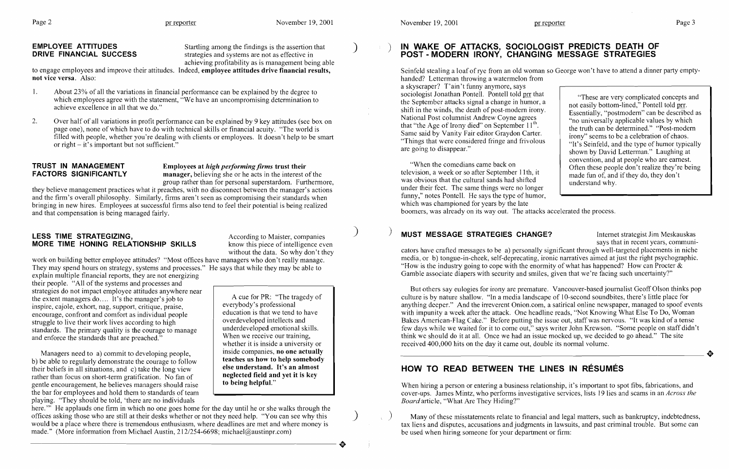## EMPLOYEE ATTITUDES DRIVE FINANCIAL SUCCESS

Startling among the findings is the assertion that strategies and systems are not as effective in achieving profitability as is management being able to engage employees and improve their attitudes. Indeed, **employee attitudes drive financial results, not vice versa**. Also:

1. About 23% of all the variations in financial performance can be explained by the degree to which employees agree with the statement, "We have an uncompromising determination to achieve excellence in all that we do."

2. Over half of all variations in profit performance can be explained by 9 key attitudes (see box on page one), none of which have to do with technical skills or financial acuity. "The world is filled with people, whether you're dealing with clients or employees. It doesn't help to be smart or right – it's important but not sufficient."

## TRUST IN MANAGEMENT FACTORS SIGNIFICANTLY

**Employees at *high performing firms* trust their manager,** believing she or he acts in the interest of the group rather than for personal superstardom. Furthermore, they believe management practices what it preaches, with no disconnect between the manager's actions and the firm's overall philosophy. Similarly, firms aren't seen as compromising their standards when bringing in new hires. Employees at successful firms also tend to feel their potential is being realized and that compensation is being managed fairly.

## LESS TIME STRATEGIZING, MORE TIME HONING RELATIONSHIP SKILLS

According to Maister, companies know this piece of intelligence even without the data. So why don't they work on building better employee attitudes? "Most offices have managers who don't really manage. They may spend hours on strategy, systems and processes." He says that while they may be able to explain multiple financial reports, they are not energizing their people. "All of the systems and processes and strategies do not impact employee attitudes anywhere near the extent managers do.... It's the manager's job to inspire, cajole, exhort, nag, support, critique, praise, encourage, confront and comfort as individual people struggle to live their work lives according to high standards. The primary quality is the courage to manage and enforce the standards that are preached."

> A cue for PR: "The tragedy of everybody's professional education is that we tend to have overdeveloped intellects and underdeveloped emotional skills. When we receive our training, whether it is inside a university or inside companies, **no one actually teaches us how to help somebody else understand. It's an almost neglected field and yet it is key to being helpful.**"

Managers need to a) commit to developing people, b) be able to regularly demonstrate the courage to follow their beliefs in all situations, and c) take the long view rather than focus on short-term gratification. No fan of gentle encouragement, he believes managers should raise the bar for employees and hold them to standards of team playing. "They should be told, 'there are no individuals here.'" He applauds one firm in which no one goes home for the day until he or she walks through the offices asking those who are still at their desks whether or not they need help. "You can see why this would be a place where there is tremendous enthusiasm, where deadlines are met and where money is made." (More information from Michael Austin, 212/254-6698; michael@austinpr.com)

## IN WAKE OF ATTACKS, SOCIOLOGIST PREDICTS DEATH OF POST - MODERN IRONY, CHANGING MESSAGE STRATEGIES

Seinfeld stealing a loaf of rye from an old woman so George won't have to attend a dinner party empty-handed? Letterman throwing a watermelon from a skyscraper? T'ain't funny anymore, says sociologist Jonathan Pontell. Pontell told prr that the September attacks signal a change in humor, a shift in the winds, the death of post-modern irony. National Post columnist Andrew Coyne agrees that "the Age of Irony died" on September 11th. Same said by Vanity Fair editor Graydon Carter. "Things that were considered fringe and frivolous are going to disappear."

> "These are very complicated concepts and not easily bottom-lined," Pontell told prr. Essentially, "postmodern" can be described as "no universally applicable values by which the truth can be determined." "Post-modern irony" seems to be a celebration of chaos. "It's Seinfeld, and the type of humor typically shown by David Letterman." Laughing at convention, and at people who are earnest. Often these people don't realize they're being made fun of, and if they do, they don't understand why.

"When the comedians came back on television, a week or so after September 11th, it was obvious that the cultural sands had shifted under their feet. The same things were no longer funny," notes Pontell. He says the type of humor, which was championed for years by the late boomers, was already on its way out. The attacks accelerated the process.

## MUST MESSAGE STRATEGIES CHANGE?

Internet strategist Jim Meskauskas says that in recent years, communicators have crafted messages to be a) personally significant through well-targeted placements in niche media, or b) tongue-in-cheek, self-deprecating, ironic narratives aimed at just the right psychographic. "How is the industry going to cope with the enormity of what has happened? How can Procter & Gamble associate diapers with security and smiles, given that we're facing such uncertainty?"

But others say eulogies for irony are premature. Vancouver-based journalist Geoff Olson thinks pop culture is by nature shallow. "In a media landscape of 10-second soundbites, there's little place for anything deeper." And the irreverent Onion.com, a satirical online newspaper, managed to spoof events with impunity a week after the attack. One headline reads, "Not Knowing What Else To Do, Woman Bakes American-Flag Cake." Before putting the issue out, staff was nervous. "It was kind of a tense few days while we waited for it to come out," says writer John Krewson. "Some people on staff didn't think we should do it at all. Once we had an issue mocked up, we decided to go ahead." The site received 400,000 hits on the day it came out, double its normal volume.

## HOW TO READ BETWEEN THE LINES IN RÉSUMÉS

When hiring a person or entering a business relationship, it's important to spot fibs, fabrications, and cover-ups. James Mintz, who performs investigative services, lists 19 lies and scams in an *Across the Board* article, "What Are They Hiding?"

Many of these misstatements relate to financial and legal matters, such as bankruptcy, indebtedness, tax liens and disputes, accusations and judgments in lawsuits, and past criminal trouble. But some can be used when hiring someone for your department or firm: